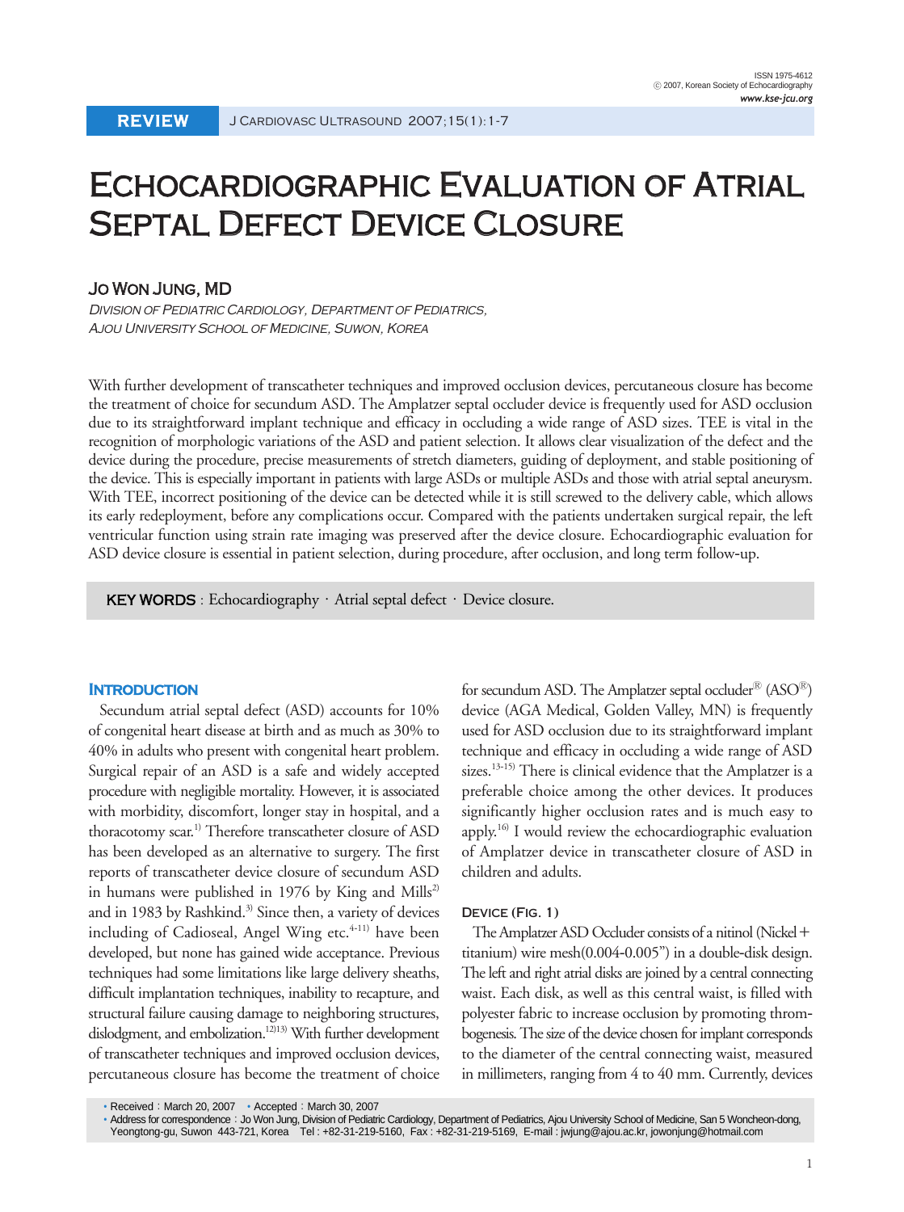REVIEW

# Echocardiographic Evaluation of Atrial Septal Defect Device Closure

**Jo Won Jung, MD**

*Division of Pediatric Cardiology, Department of Pediatrics, Ajou University School of Medicine, Suwon, Korea*

With further development of transcatheter techniques and improved occlusion devices, percutaneous closure has become the treatment of choice for secundum ASD. The Amplatzer septal occluder device is frequently used for ASD occlusion due to its straightforward implant technique and efficacy in occluding a wide range of ASD sizes. TEE is vital in the recognition of morphologic variations of the ASD and patient selection. It allows clear visualization of the defect and the device during the procedure, precise measurements of stretch diameters, guiding of deployment, and stable positioning of the device. This is especially important in patients with large ASDs or multiple ASDs and those with atrial septal aneurysm. With TEE, incorrect positioning of the device can be detected while it is still screwed to the delivery cable, which allows its early redeployment, before any complications occur. Compared with the patients undertaken surgical repair, the left ventricular function using strain rate imaging was preserved after the device closure. Echocardiographic evaluation for ASD device closure is essential in patient selection, during procedure, after occlusion, and long term follow-up.

**KEY WORDS** : Echocardiography · Atrial septal defect · Device closure.

## Introduction

Secundum atrial septal defect (ASD) accounts for 10% of congenital heart disease at birth and as much as 30% to 40% in adults who present with congenital heart problem. Surgical repair of an ASD is a safe and widely accepted procedure with negligible mortality. However, it is associated with morbidity, discomfort, longer stay in hospital, and a thoracotomy scar.[1] Therefore transcatheter closure of ASD has been developed as an alternative to surgery. The first reports of transcatheter device closure of secundum ASD in humans were published in 1976 by King and Mills[2] and in 1983 by Rashkind.[3] Since then, a variety of devices including of Cadioseal, Angel Wing etc.[4-11] have been developed, but none has gained wide acceptance. Previous techniques had some limitations like large delivery sheaths, difficult implantation techniques, inability to recapture, and structural failure causing damage to neighboring structures, dislodgment, and embolization.[12,13] With further development of transcatheter techniques and improved occlusion devices, percutaneous closure has become the treatment of choice for secundum ASD. The Amplatzer septal occluder® (ASO®) device (AGA Medical, Golden Valley, MN) is frequently used for ASD occlusion due to its straightforward implant technique and efficacy in occluding a wide range of ASD sizes.[13-15] There is clinical evidence that the Amplatzer is a preferable choice among the other devices. It produces significantly higher occlusion rates and is much easy to apply.[16] I would review the echocardiographic evaluation of Amplatzer device in transcatheter closure of ASD in children and adults.

### Device (Fig. 1)

The Amplatzer ASD Occluder consists of a nitinol (Nickel + titanium) wire mesh(0.004-0.005") in a double-disk design. The left and right atrial disks are joined by a central connecting waist. Each disk, as well as this central waist, is filled with polyester fabric to increase occlusion by promoting thrombogenesis. The size of the device chosen for implant corresponds to the diameter of the central connecting waist, measured in millimeters, ranging from 4 to 40 mm. Currently, devices

- Received : March 20, 2007 • Accepted : March 30, 2007
- Address for correspondence : Jo Won Jung, Division of Pediatric Cardiology, Department of Pediatrics, Ajou University School of Medicine, San 5 Woncheon-dong, Yeongtong-gu, Suwon 443-721, Korea Tel : +82-31-219-5160, Fax : +82-31-219-5169, E-mail : jwjung@ajou.ac.kr, jowonjung@hotmail.com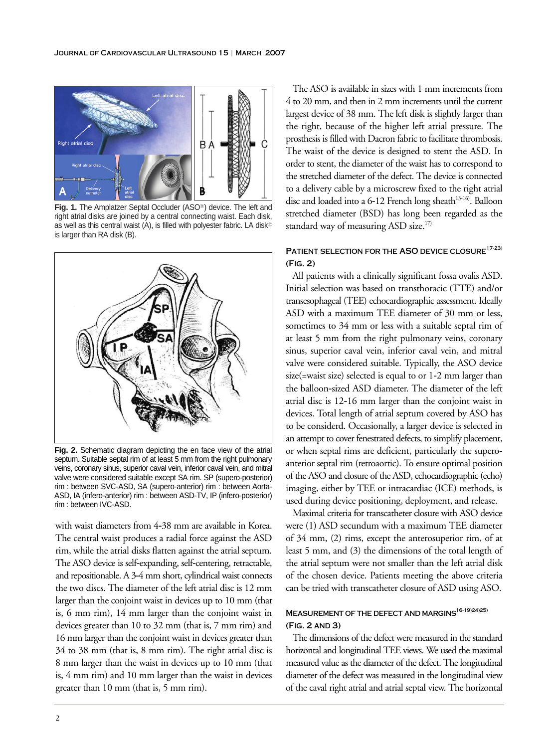Fig. 1. The Amplatzer Septal Occluder (ASO®) device. The left and right atrial disks are joined by a central connecting waist. Each disk, as well as this central waist (A), is filled with polyester fabric. LA disk© is larger than RA disk (B).

Fig. 2. Schematic diagram depicting the en face view of the atrial septum. Suitable septal rim of at least 5 mm from the right pulmonary veins, coronary sinus, superior caval vein, inferior caval vein, and mitral valve were considered suitable except SA rim. SP (supero-posterior) rim : between SVC-ASD, SA (supero-anterior) rim : between Aorta-ASD, IA (infero-anterior) rim : between ASD-TV, IP (infero-posterior) rim : between IVC-ASD.

with waist diameters from 4-38 mm are available in Korea. The central waist produces a radial force against the ASD rim, while the atrial disks flatten against the atrial septum. The ASO device is self-expanding, self-centering, retractable, and repositionable. A 3-4 mm short, cylindrical waist connects the two discs. The diameter of the left atrial disc is 12 mm larger than the conjoint waist in devices up to 10 mm (that is, 6 mm rim), 14 mm larger than the conjoint waist in devices greater than 10 to 32 mm (that is, 7 mm rim) and 16 mm larger than the conjoint waist in devices greater than 34 to 38 mm (that is, 8 mm rim). The right atrial disc is 8 mm larger than the waist in devices up to 10 mm (that is, 4 mm rim) and 10 mm larger than the waist in devices greater than 10 mm (that is, 5 mm rim).

The ASO is available in sizes with 1 mm increments from 4 to 20 mm, and then in 2 mm increments until the current largest device of 38 mm. The left disk is slightly larger than the right, because of the higher left atrial pressure. The prosthesis is filled with Dacron fabric to facilitate thrombosis. The waist of the device is designed to stent the ASD. In order to stent, the diameter of the waist has to correspond to the stretched diameter of the defect. The device is connected to a delivery cable by a microscrew fixed to the right atrial disc and loaded into a 6-12 French long sheath[13-16]. Balloon stretched diameter (BSD) has long been regarded as the standard way of measuring ASD size.[17]

### Patient selection for the ASO device closure[17-23] (Fig. 2)

All patients with a clinically significant fossa ovalis ASD. Initial selection was based on transthoracic (TTE) and/or transesophageal (TEE) echocardiographic assessment. Ideally ASD with a maximum TEE diameter of 30 mm or less, sometimes to 34 mm or less with a suitable septal rim of at least 5 mm from the right pulmonary veins, coronary sinus, superior caval vein, inferior caval vein, and mitral valve were considered suitable. Typically, the ASO device size(=waist size) selected is equal to or 1-2 mm larger than the balloon-sized ASD diameter. The diameter of the left atrial disc is 12-16 mm larger than the conjoint waist in devices. Total length of atrial septum covered by ASO has to be considerd. Occasionally, a larger device is selected in an attempt to cover fenestrated defects, to simplify placement, or when septal rims are deficient, particularly the supero-anterior septal rim (retroaortic). To ensure optimal position of the ASO and closure of the ASD, echocardiographic (echo) imaging, either by TEE or intracardiac (ICE) methods, is used during device positioning, deployment, and release.

Maximal criteria for transcatheter closure with ASO device were (1) ASD secundum with a maximum TEE diameter of 34 mm, (2) rims, except the anterosuperior rim, of at least 5 mm, and (3) the dimensions of the total length of the atrial septum were not smaller than the left atrial disk of the chosen device. Patients meeting the above criteria can be tried with transcatheter closure of ASD using ASO.

### Measurement of the defect and margins[16-19)24)25] (Fig. 2 and 3)

The dimensions of the defect were measured in the standard horizontal and longitudinal TEE views. We used the maximal measured value as the diameter of the defect. The longitudinal diameter of the defect was measured in the longitudinal view of the caval right atrial and atrial septal view. The horizontal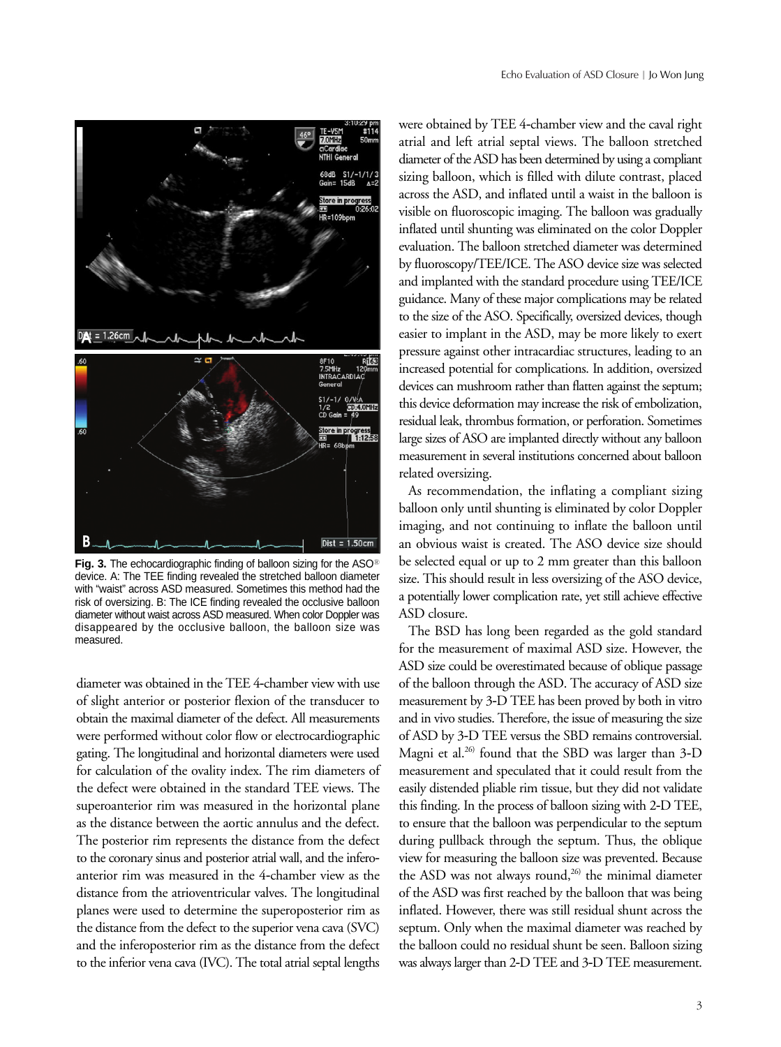**Fig. 3.** The echocardiographic finding of balloon sizing for the ASO® device. A: The TEE finding revealed the stretched balloon diameter with "waist" across ASD measured. Sometimes this method had the risk of oversizing. B: The ICE finding revealed the occlusive balloon diameter without waist across ASD measured. When color Doppler was disappeared by the occlusive balloon, the balloon size was measured.

diameter was obtained in the TEE 4-chamber view with use of slight anterior or posterior flexion of the transducer to obtain the maximal diameter of the defect. All measurements were performed without color flow or electrocardiographic gating. The longitudinal and horizontal diameters were used for calculation of the ovality index. The rim diameters of the defect were obtained in the standard TEE views. The superoanterior rim was measured in the horizontal plane as the distance between the aortic annulus and the defect. The posterior rim represents the distance from the defect to the coronary sinus and posterior atrial wall, and the inferoanterior rim was measured in the 4-chamber view as the distance from the atrioventricular valves. The longitudinal planes were used to determine the superoposterior rim as the distance from the defect to the superior vena cava (SVC) and the inferoposterior rim as the distance from the defect to the inferior vena cava (IVC). The total atrial septal lengths were obtained by TEE 4-chamber view and the caval right atrial and left atrial septal views. The balloon stretched diameter of the ASD has been determined by using a compliant sizing balloon, which is filled with dilute contrast, placed across the ASD, and inflated until a waist in the balloon is visible on fluoroscopic imaging. The balloon was gradually inflated until shunting was eliminated on the color Doppler evaluation. The balloon stretched diameter was determined by fluoroscopy/TEE/ICE. The ASO device size was selected and implanted with the standard procedure using TEE/ICE guidance. Many of these major complications may be related to the size of the ASO. Specifically, oversized devices, though easier to implant in the ASD, may be more likely to exert pressure against other intracardiac structures, leading to an increased potential for complications. In addition, oversized devices can mushroom rather than flatten against the septum; this device deformation may increase the risk of embolization, residual leak, thrombus formation, or perforation. Sometimes large sizes of ASO are implanted directly without any balloon measurement in several institutions concerned about balloon related oversizing.

As recommendation, the inflating a compliant sizing balloon only until shunting is eliminated by color Doppler imaging, and not continuing to inflate the balloon until an obvious waist is created. The ASO device size should be selected equal or up to 2 mm greater than this balloon size. This should result in less oversizing of the ASO device, a potentially lower complication rate, yet still achieve effective ASD closure.

The BSD has long been regarded as the gold standard for the measurement of maximal ASD size. However, the ASD size could be overestimated because of oblique passage of the balloon through the ASD. The accuracy of ASD size measurement by 3-D TEE has been proved by both in vitro and in vivo studies. Therefore, the issue of measuring the size of ASD by 3-D TEE versus the SBD remains controversial. Magni et al.[26] found that the SBD was larger than 3-D measurement and speculated that it could result from the easily distended pliable rim tissue, but they did not validate this finding. In the process of balloon sizing with 2-D TEE, to ensure that the balloon was perpendicular to the septum during pullback through the septum. Thus, the oblique view for measuring the balloon size was prevented. Because the ASD was not always round,[26] the minimal diameter of the ASD was first reached by the balloon that was being inflated. However, there was still residual shunt across the septum. Only when the maximal diameter was reached by the balloon could no residual shunt be seen. Balloon sizing was always larger than 2-D TEE and 3-D TEE measurement.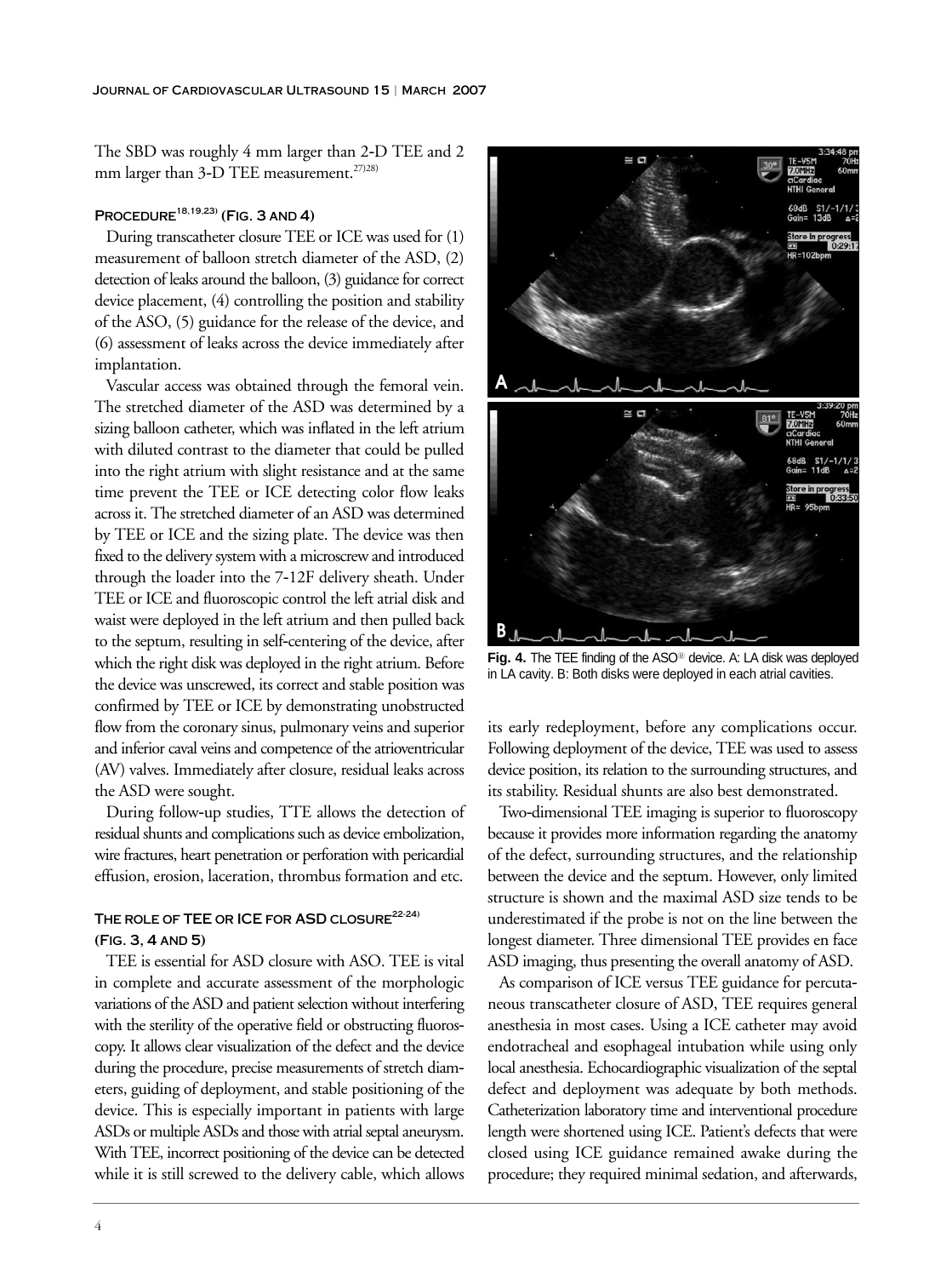The SBD was roughly 4 mm larger than 2-D TEE and 2 mm larger than 3-D TEE measurement.[27)28)]

### Procedure[18,19,23)] (Fig. 3 and 4)

During transcatheter closure TEE or ICE was used for (1) measurement of balloon stretch diameter of the ASD, (2) detection of leaks around the balloon, (3) guidance for correct device placement, (4) controlling the position and stability of the ASO, (5) guidance for the release of the device, and (6) assessment of leaks across the device immediately after implantation.

Vascular access was obtained through the femoral vein. The stretched diameter of the ASD was determined by a sizing balloon catheter, which was inflated in the left atrium with diluted contrast to the diameter that could be pulled into the right atrium with slight resistance and at the same time prevent the TEE or ICE detecting color flow leaks across it. The stretched diameter of an ASD was determined by TEE or ICE and the sizing plate. The device was then fixed to the delivery system with a microscrew and introduced through the loader into the 7-12F delivery sheath. Under TEE or ICE and fluoroscopic control the left atrial disk and waist were deployed in the left atrium and then pulled back to the septum, resulting in self-centering of the device, after which the right disk was deployed in the right atrium. Before the device was unscrewed, its correct and stable position was confirmed by TEE or ICE by demonstrating unobstructed flow from the coronary sinus, pulmonary veins and superior and inferior caval veins and competence of the atrioventricular (AV) valves. Immediately after closure, residual leaks across the ASD were sought.

During follow-up studies, TTE allows the detection of residual shunts and complications such as device embolization, wire fractures, heart penetration or perforation with pericardial effusion, erosion, laceration, thrombus formation and etc.

### The role of TEE or ICE for ASD closure[22-24)] (Fig. 3, 4 and 5)

TEE is essential for ASD closure with ASO. TEE is vital in complete and accurate assessment of the morphologic variations of the ASD and patient selection without interfering with the sterility of the operative field or obstructing fluoroscopy. It allows clear visualization of the defect and the device during the procedure, precise measurements of stretch diameters, guiding of deployment, and stable positioning of the device. This is especially important in patients with large ASDs or multiple ASDs and those with atrial septal aneurysm. With TEE, incorrect positioning of the device can be detected while it is still screwed to the delivery cable, which allows its early redeployment, before any complications occur. Following deployment of the device, TEE was used to assess device position, its relation to the surrounding structures, and its stability. Residual shunts are also best demonstrated.

**Fig. 4.** The TEE finding of the ASO® device. A: LA disk was deployed in LA cavity. B: Both disks were deployed in each atrial cavities.

Two-dimensional TEE imaging is superior to fluoroscopy because it provides more information regarding the anatomy of the defect, surrounding structures, and the relationship between the device and the septum. However, only limited structure is shown and the maximal ASD size tends to be underestimated if the probe is not on the line between the longest diameter. Three dimensional TEE provides en face ASD imaging, thus presenting the overall anatomy of ASD.

As comparison of ICE versus TEE guidance for percutaneous transcatheter closure of ASD, TEE requires general anesthesia in most cases. Using a ICE catheter may avoid endotracheal and esophageal intubation while using only local anesthesia. Echocardiographic visualization of the septal defect and deployment was adequate by both methods. Catheterization laboratory time and interventional procedure length were shortened using ICE. Patient's defects that were closed using ICE guidance remained awake during the procedure; they required minimal sedation, and afterwards,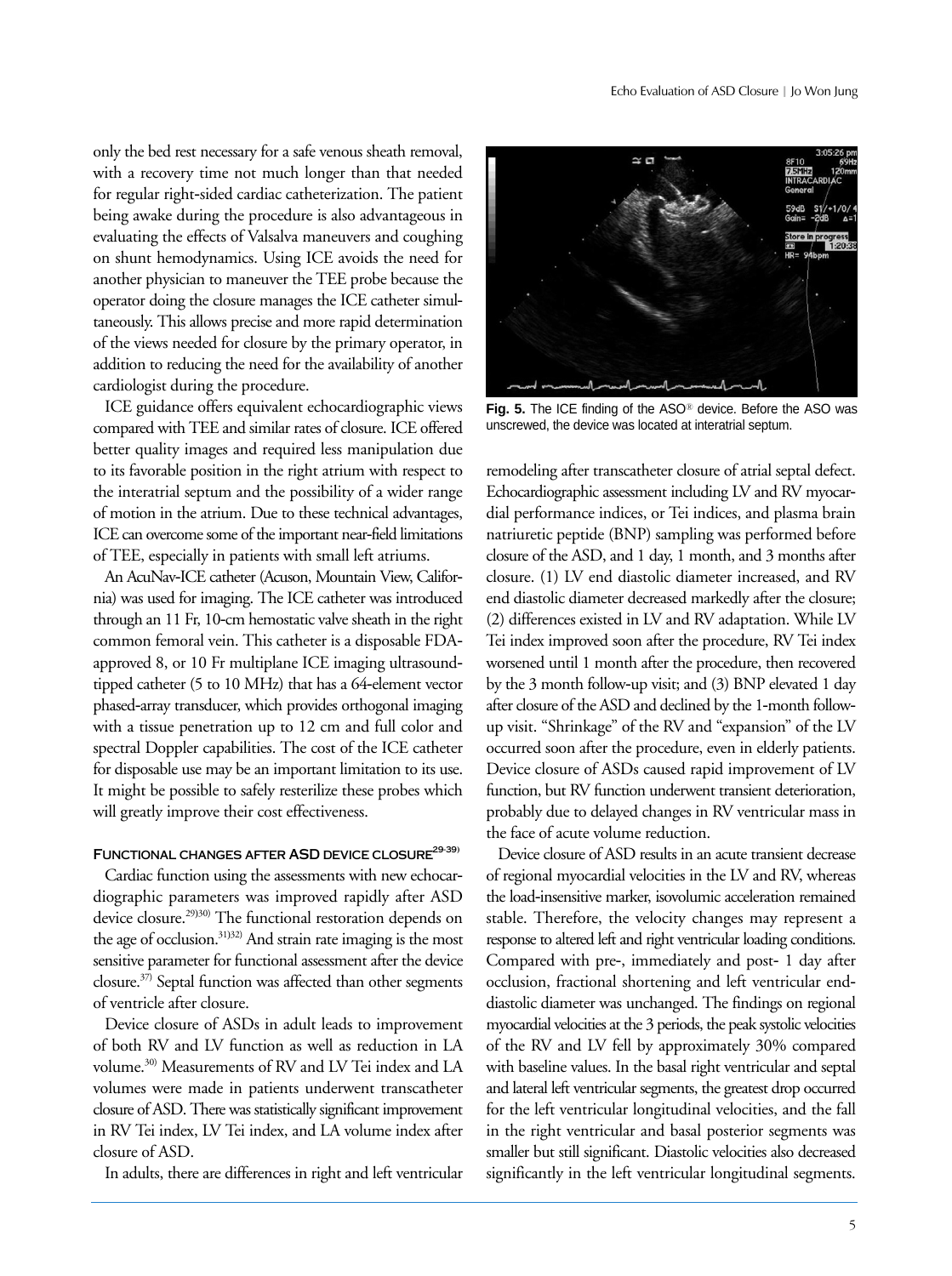only the bed rest necessary for a safe venous sheath removal, with a recovery time not much longer than that needed for regular right-sided cardiac catheterization. The patient being awake during the procedure is also advantageous in evaluating the effects of Valsalva maneuvers and coughing on shunt hemodynamics. Using ICE avoids the need for another physician to maneuver the TEE probe because the operator doing the closure manages the ICE catheter simultaneously. This allows precise and more rapid determination of the views needed for closure by the primary operator, in addition to reducing the need for the availability of another cardiologist during the procedure.

ICE guidance offers equivalent echocardiographic views compared with TEE and similar rates of closure. ICE offered better quality images and required less manipulation due to its favorable position in the right atrium with respect to the interatrial septum and the possibility of a wider range of motion in the atrium. Due to these technical advantages, ICE can overcome some of the important near-field limitations of TEE, especially in patients with small left atriums.

An AcuNav-ICE catheter (Acuson, Mountain View, California) was used for imaging. The ICE catheter was introduced through an 11 Fr, 10-cm hemostatic valve sheath in the right common femoral vein. This catheter is a disposable FDA-approved 8, or 10 Fr multiplane ICE imaging ultrasound-tipped catheter (5 to 10 MHz) that has a 64-element vector phased-array transducer, which provides orthogonal imaging with a tissue penetration up to 12 cm and full color and spectral Doppler capabilities. The cost of the ICE catheter for disposable use may be an important limitation to its use. It might be possible to safely resterilize these probes which will greatly improve their cost effectiveness.

Fig. 5. The ICE finding of the ASO® device. Before the ASO was unscrewed, the device was located at interatrial septum.

## Functional changes after ASD device closure[29-39)]

Cardiac function using the assessments with new echocardiographic parameters was improved rapidly after ASD device closure.[29)30)] The functional restoration depends on the age of occlusion.[31)32)] And strain rate imaging is the most sensitive parameter for functional assessment after the device closure.[37)] Septal function was affected than other segments of ventricle after closure.

Device closure of ASDs in adult leads to improvement of both RV and LV function as well as reduction in LA volume.[30)] Measurements of RV and LV Tei index and LA volumes were made in patients underwent transcatheter closure of ASD. There was statistically significant improvement in RV Tei index, LV Tei index, and LA volume index after closure of ASD.

In adults, there are differences in right and left ventricular remodeling after transcatheter closure of atrial septal defect. Echocardiographic assessment including LV and RV myocardial performance indices, or Tei indices, and plasma brain natriuretic peptide (BNP) sampling was performed before closure of the ASD, and 1 day, 1 month, and 3 months after closure. (1) LV end diastolic diameter increased, and RV end diastolic diameter decreased markedly after the closure; (2) differences existed in LV and RV adaptation. While LV Tei index improved soon after the procedure, RV Tei index worsened until 1 month after the procedure, then recovered by the 3 month follow-up visit; and (3) BNP elevated 1 day after closure of the ASD and declined by the 1-month follow-up visit. "Shrinkage" of the RV and "expansion" of the LV occurred soon after the procedure, even in elderly patients. Device closure of ASDs caused rapid improvement of LV function, but RV function underwent transient deterioration, probably due to delayed changes in RV ventricular mass in the face of acute volume reduction.

Device closure of ASD results in an acute transient decrease of regional myocardial velocities in the LV and RV, whereas the load-insensitive marker, isovolumic acceleration remained stable. Therefore, the velocity changes may represent a response to altered left and right ventricular loading conditions. Compared with pre-, immediately and post- 1 day after occlusion, fractional shortening and left ventricular end-diastolic diameter was unchanged. The findings on regional myocardial velocities at the 3 periods, the peak systolic velocities of the RV and LV fell by approximately 30% compared with baseline values. In the basal right ventricular and septal and lateral left ventricular segments, the greatest drop occurred for the left ventricular longitudinal velocities, and the fall in the right ventricular and basal posterior segments was smaller but still significant. Diastolic velocities also decreased significantly in the left ventricular longitudinal segments.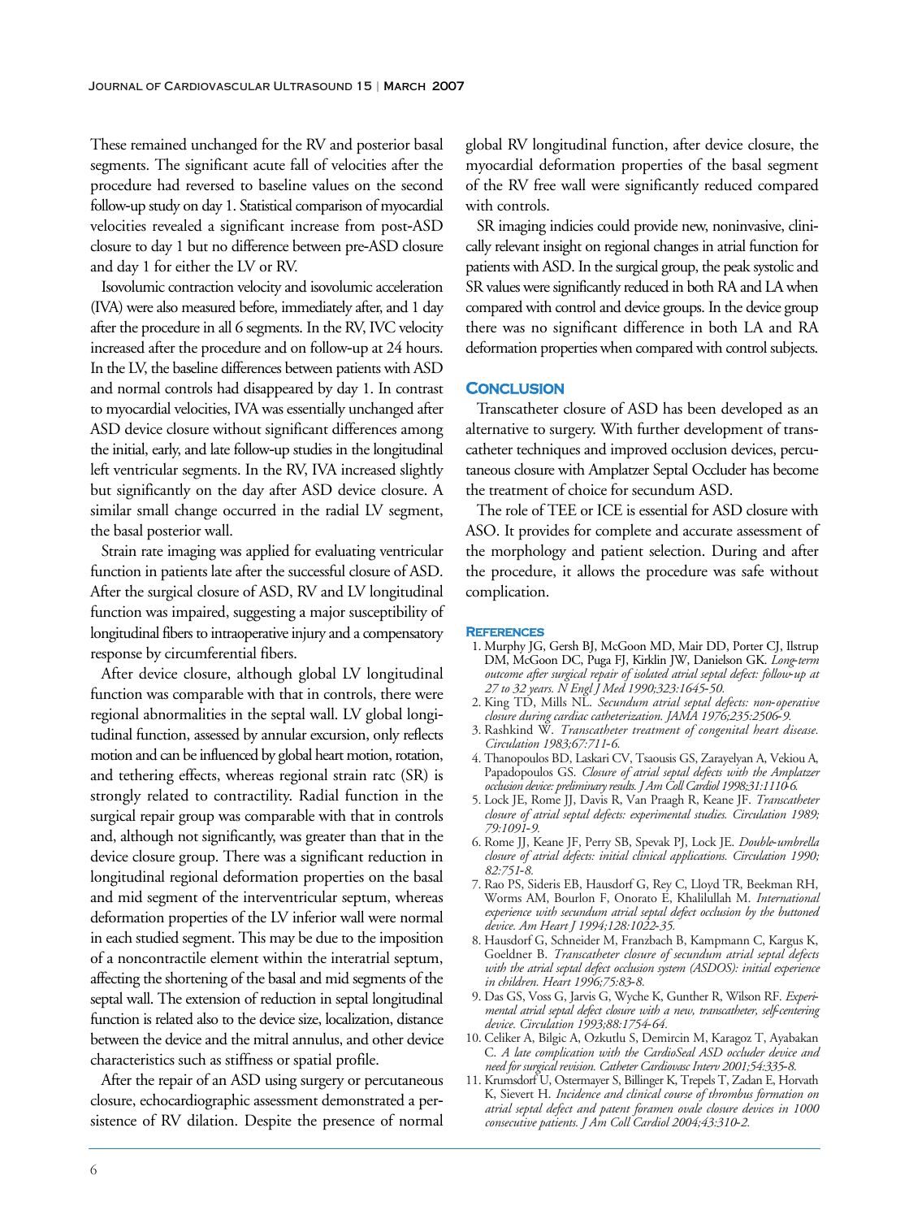These remained unchanged for the RV and posterior basal segments. The significant acute fall of velocities after the procedure had reversed to baseline values on the second follow-up study on day 1. Statistical comparison of myocardial velocities revealed a significant increase from post-ASD closure to day 1 but no difference between pre-ASD closure and day 1 for either the LV or RV.

Isovolumic contraction velocity and isovolumic acceleration (IVA) were also measured before, immediately after, and 1 day after the procedure in all 6 segments. In the RV, IVC velocity increased after the procedure and on follow-up at 24 hours. In the LV, the baseline differences between patients with ASD and normal controls had disappeared by day 1. In contrast to myocardial velocities, IVA was essentially unchanged after ASD device closure without significant differences among the initial, early, and late follow-up studies in the longitudinal left ventricular segments. In the RV, IVA increased slightly but significantly on the day after ASD device closure. A similar small change occurred in the radial LV segment, the basal posterior wall.

Strain rate imaging was applied for evaluating ventricular function in patients late after the successful closure of ASD. After the surgical closure of ASD, RV and LV longitudinal function was impaired, suggesting a major susceptibility of longitudinal fibers to intraoperative injury and a compensatory response by circumferential fibers.

After device closure, although global LV longitudinal function was comparable with that in controls, there were regional abnormalities in the septal wall. LV global longitudinal function, assessed by annular excursion, only reflects motion and can be influenced by global heart motion, rotation, and tethering effects, whereas regional strain ratc (SR) is strongly related to contractility. Radial function in the surgical repair group was comparable with that in controls and, although not significantly, was greater than that in the device closure group. There was a significant reduction in longitudinal regional deformation properties on the basal and mid segment of the interventricular septum, whereas deformation properties of the LV inferior wall were normal in each studied segment. This may be due to the imposition of a noncontractile element within the interatrial septum, affecting the shortening of the basal and mid segments of the septal wall. The extension of reduction in septal longitudinal function is related also to the device size, localization, distance between the device and the mitral annulus, and other device characteristics such as stiffness or spatial profile.

After the repair of an ASD using surgery or percutaneous closure, echocardiographic assessment demonstrated a persistence of RV dilation. Despite the presence of normal global RV longitudinal function, after device closure, the myocardial deformation properties of the basal segment of the RV free wall were significantly reduced compared with controls.

SR imaging indicies could provide new, noninvasive, clinically relevant insight on regional changes in atrial function for patients with ASD. In the surgical group, the peak systolic and SR values were significantly reduced in both RA and LA when compared with control and device groups. In the device group there was no significant difference in both LA and RA deformation properties when compared with control subjects.

## Conclusion

Transcatheter closure of ASD has been developed as an alternative to surgery. With further development of transcatheter techniques and improved occlusion devices, percutaneous closure with Amplatzer Septal Occluder has become the treatment of choice for secundum ASD.

The role of TEE or ICE is essential for ASD closure with ASO. It provides for complete and accurate assessment of the morphology and patient selection. During and after the procedure, it allows the procedure was safe without complication.

## References

1. Murphy JG, Gersh BJ, McGoon MD, Mair DD, Porter CJ, Ilstrup DM, McGoon DC, Puga FJ, Kirklin JW, Danielson GK. *Long-term outcome after surgical repair of isolated atrial septal defect: follow-up at 27 to 32 years. N Engl J Med 1990;323:1645-50.*
2. King TD, Mills NL. *Secundum atrial septal defects: non-operative closure during cardiac catheterization. JAMA 1976;235:2506-9.*
3. Rashkind W. *Transcatheter treatment of congenital heart disease. Circulation 1983;67:711-6.*
4. Thanopoulos BD, Laskari CV, Tsaousis GS, Zarayelyan A, Vekiou A, Papadopoulos GS. *Closure of atrial septal defects with the Amplatzer occlusion device: preliminary results. J Am Coll Cardiol 1998;31:1110-6.*
5. Lock JE, Rome JJ, Davis R, Van Praagh R, Keane JF. *Transcatheter closure of atrial septal defects: experimental studies. Circulation 1989; 79:1091-9.*
6. Rome JJ, Keane JF, Perry SB, Spevak PJ, Lock JE. *Double-umbrella closure of atrial defects: initial clinical applications. Circulation 1990; 82:751-8.*
7. Rao PS, Sideris EB, Hausdorf G, Rey C, Lloyd TR, Beekman RH, Worms AM, Bourlon F, Onorato E, Khalilullah M. *International experience with secundum atrial septal defect occlusion by the buttoned device. Am Heart J 1994;128:1022-35.*
8. Hausdorf G, Schneider M, Franzbach B, Kampmann C, Kargus K, Goeldner B. *Transcatheter closure of secundum atrial septal defects with the atrial septal defect occlusion system (ASDOS): initial experience in children. Heart 1996;75:83-8.*
9. Das GS, Voss G, Jarvis G, Wyche K, Gunther R, Wilson RF. *Experimental atrial septal defect closure with a new, transcatheter, self-centering device. Circulation 1993;88:1754-64.*
10. Celiker A, Bilgic A, Ozkutlu S, Demircin M, Karagoz T, Ayabakan C. *A late complication with the CardioSeal ASD occluder device and need for surgical revision. Catheter Cardiovasc Interv 2001;54:335-8.*
11. Krumsdorf U, Ostermayer S, Billinger K, Trepels T, Zadan E, Horvath K, Sievert H. *Incidence and clinical course of thrombus formation on atrial septal defect and patent foramen ovale closure devices in 1000 consecutive patients. J Am Coll Cardiol 2004;43:310-2.*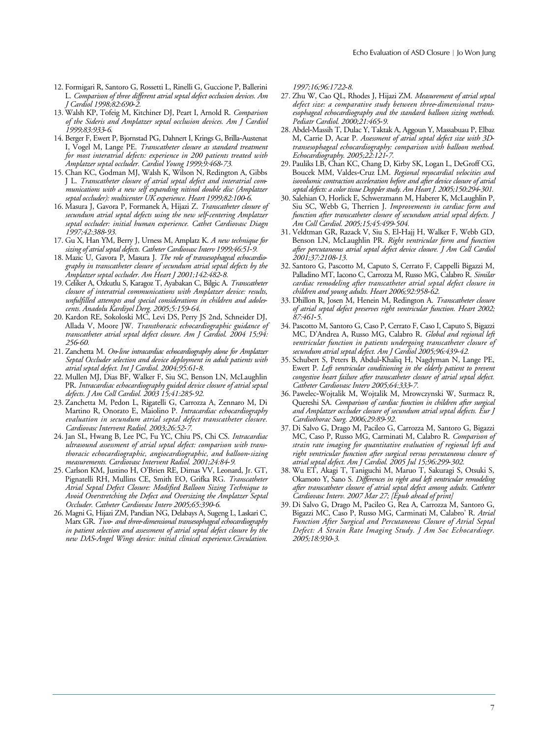12. Formigari R, Santoro G, Rossetti L, Rinelli G, Guccione P, Ballerini L. *Comparison of three different atrial septal defect occlusion devices. Am J Cardiol 1998;82:690-2.*
13. Walsh KP, Tofeig M, Kitchiner DJ, Peart I, Arnold R. *Comparison of the Sideris and Amplatzer septal occlusion devices. Am J Cardiol 1999;83:933-6.*
14. Berger F, Ewert P, Bjornstad PG, Dahnert I, Krings G, Brilla-Austenat I, Vogel M, Lange PE. *Transcatheter closure as standard treatment for most interatrial defects: experience in 200 patients treated with Amplatzer septal occluder. Cardiol Young 1999;9:468-73.*
15. Chan KC, Godman MJ, Walsh K, Wilson N, Redington A, Gibbs J L. *Transcatheter closure of atrial septal defect and interatrial communications with a new self expanding nitinol double disc (Amplatzer septal occluder): multicenter UK experience. Heart 1999;82:100-6.*
16. Masura J, Gavora P, Formanek A, Hijazi Z. *Transcatheter closure of secundum atrial septal defects using the new self-centering Amplatzer septal occluder: initial human experience. Cathet Cardiovasc Diagn 1997;42:388-93.*
17. Gu X, Han YM, Berry J, Urness M, Amplatz K. *A new technique for sizing of atrial septal defects. Catheter Cardiovasc Interv 1999;46:51-9.*
18. Mazic U, Gavora P, Masura J. *The role of transesophageal echocardiography in transcatheter closure of secundum atrial septal defects by the Amplatzer septal occluder. Am Heart J 2001;142:482-8.*
19. Celiker A, Ozkutlu S, Karagoz T, Ayabakan C, Bilgic A. *Transcatheter closure of interatrial communications with Amplatzer device: results, unfulfilled attempts and special considerations in children and adolescents. Anadolu Kardiyol Derg. 2005;5:159-64.*
20. Kardon RE, Sokoloski MC, Levi DS, Perry JS 2nd, Schneider DJ, Allada V, Moore JW. *Transthoracic echocardiographic guidance of transcatheter atrial septal defect closure. Am J Cardiol. 2004 15;94: 256-60.*
21. Zanchetta M. *On-line intracardiac echocardiography alone for Amplatzer Septal Occluder selection and device deployment in adult patients with atrial septal defect. Int J Cardiol. 2004;95:61-8.*
22. Mullen MJ, Dias BF, Walker F, Siu SC, Benson LN, McLaughlin PR. *Intracardiac echocardiography guided device closure of atrial septal defects. J Am Coll Cardiol. 2003 15;41:285-92.*
23. Zanchetta M, Pedon L, Rigatelli G, Carrozza A, Zennaro M, Di Martino R, Onorato E, Maiolino P. *Intracardiac echocardiography evaluation in secundum atrial septal defect transcatheter closure. Cardiovasc Intervent Radiol. 2003;26:52-7.*
24. Jan SL, Hwang B, Lee PC, Fu YC, Chiu PS, Chi CS. *Intracardiac ultrasound assessment of atrial septal defect: comparison with transthoracic echocardiographic, angiocardiographic, and balloon-sizing measurements. Cardiovasc Intervent Radiol. 2001;24:84-9.*
25. Carlson KM, Justino H, O'Brien RE, Dimas VV, Leonard, Jr. GT, Pignatelli RH, Mullins CE, Smith EO, Grifka RG. *Transcatheter Atrial Septal Defect Closure: Modified Balloon Sizing Technique to Avoid Overstretching the Defect and Oversizing the Amplatzer Septal Occluder. Catheter Cardiovasc Interv 2005;65:390-6.*
26. Magni G, Hijazi ZM, Pandian NG, Delabays A, Sugeng L, Laskari C, Marx GR. *Two- and three-dimensional transesophageal echocardiography in patient selection and assessment of atrial septal defect closure by the new DAS-Angel Wings device: initial clinical experience.Circulation. 1997;16;96:1722-8.*
27. Zhu W, Cao QL, Rhodes J, Hijazi ZM. *Measurement of atrial septal defect size: a comparative study between three-dimensional transesophageal echocardiography and the standard balloon sizing methods. Pediatr Cardiol. 2000;21:465-9.*
28. Abdel-Massih T, Dulac Y, Taktak A, Aggoun Y, Massabuau P, Elbaz M, Carrie D, Acar P. *Assessment of atrial septal defect size with 3D-transesophageal echocardiography: comparison with balloon method. Echocardiography. 2005;22:121-7.*
29. Pauliks LB, Chan KC, Chang D, Kirby SK, Logan L, DeGroff CG, Boucek MM, Valdes-Cruz LM. *Regional myocardial velocities and isovolumic contraction acceleration before and after device closure of atrial septal defects: a color tissue Doppler study. Am Heart J. 2005;150:294-301.*
30. Salehian O, Horlick E, Schwerzmann M, Haberer K, McLaughlin P, Siu SC, Webb G, Therrien J. *Improvements in cardiac form and function after transcatheter closure of secundum atrial septal defects. J Am Coll Cardiol. 2005;15;45:499-504.*
31. Veldtman GR, Razack V, Siu S, El-Hajj H, Walker F, Webb GD, Benson LN, McLaughlin PR. *Right ventricular form and function after percutaneous atrial septal defect device closure. J Am Coll Cardiol 2001;37:2108-13.*
32. Santoro G, Pascotto M, Caputo S, Cerrato F, Cappelli Bigazzi M, Palladino MT, Iacono C, Carrozza M, Russo MG, Calabro R. *Similar cardiac remodeling after transcatheter atrial septal defect closure in children and young adults. Heart 2006;92:958-62.*
33. Dhillon R, Josen M, Henein M, Redington A. *Transcatheter closure of atrial septal defect preserves right ventricular function. Heart 2002; 87:461-5.*
34. Pascotto M, Santoro G, Caso P, Cerrato F, Caso I, Caputo S, Bigazzi MC, D'Andrea A, Russo MG, Calabro R. *Global and regional left ventricular function in patients undergoing transcatheter closure of secundum atrial septal defect. Am J Cardiol 2005;96:439-42.*
35. Schubert S, Peters B, Abdul-Khaliq H, Nagdyman N, Lange PE, Ewert P. *Left ventricular conditioning in the elderly patient to prevent congestive heart failure after transcatheter closure of atrial septal defect. Catheter Cardiovasc Interv 2005;64:333-7.*
36. Pawelec-Wojtalik M, Wojtalik M, Mrowczynski W, Surmacz R, Quereshi SA. *Comparison of cardiac function in children after surgical and Amplatzer occluder closure of secundum atrial septal defects. Eur J Cardiothorac Surg. 2006;29:89-92.*
37. Di Salvo G, Drago M, Pacileo G, Carrozza M, Santoro G, Bigazzi MC, Caso P, Russo MG, Carminati M, Calabro R. *Comparison of strain rate imaging for quantitative evaluation of regional left and right ventricular function after surgical versus percutaneous closure of atrial septal defect. Am J Cardiol. 2005 Jul 15;96:299-302.*
38. Wu ET, Akagi T, Taniguchi M, Maruo T, Sakuragi S, Otsuki S, Okamoto Y, Sano S. *Differences in right and left ventricular remodeling after transcatheter closure of atrial septal defect among adults. Catheter Cardiovasc Interv. 2007 Mar 27; [Epub ahead of print]*
39. Di Salvo G, Drago M, Pacileo G, Rea A, Carrozza M, Santoro G, Bigazzi MC, Caso P, Russo MG, Carminati M, Calabro' R. *Atrial Function After Surgical and Percutaneous Closure of Atrial Septal Defect: A Strain Rate Imaging Study. J Am Soc Echocardiogr. 2005;18:930-3.*